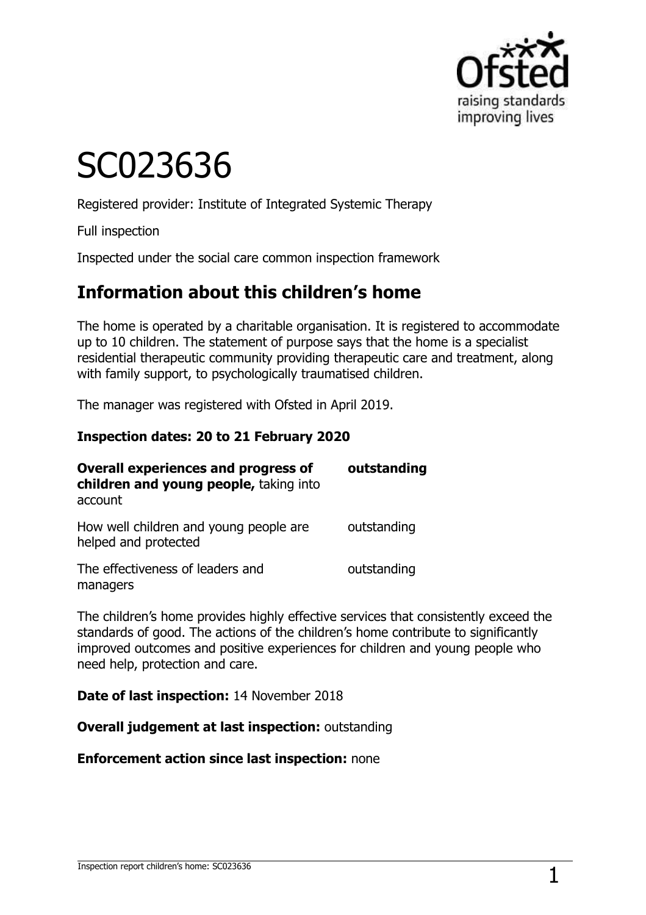# SC023636

Registered provider: Institute of Integrated Systemic Therapy

Full inspection

Inspected under the social care common inspection framework

## Information about this children's home

The home is operated by a charitable organisation. It is registered to accommodate up to 10 children. The statement of purpose says that the home is a specialist residential therapeutic community providing therapeutic care and treatment, along with family support, to psychologically traumatised children.

The manager was registered with Ofsted in April 2019.

**Inspection dates: 20 to 21 February 2020**

| | |
|---|---|
| **Overall experiences and progress of children and young people,** taking into account | **outstanding** |
| How well children and young people are helped and protected | outstanding |
| The effectiveness of leaders and managers | outstanding |

The children's home provides highly effective services that consistently exceed the standards of good. The actions of the children's home contribute to significantly improved outcomes and positive experiences for children and young people who need help, protection and care.

**Date of last inspection:** 14 November 2018

**Overall judgement at last inspection:** outstanding

**Enforcement action since last inspection:** none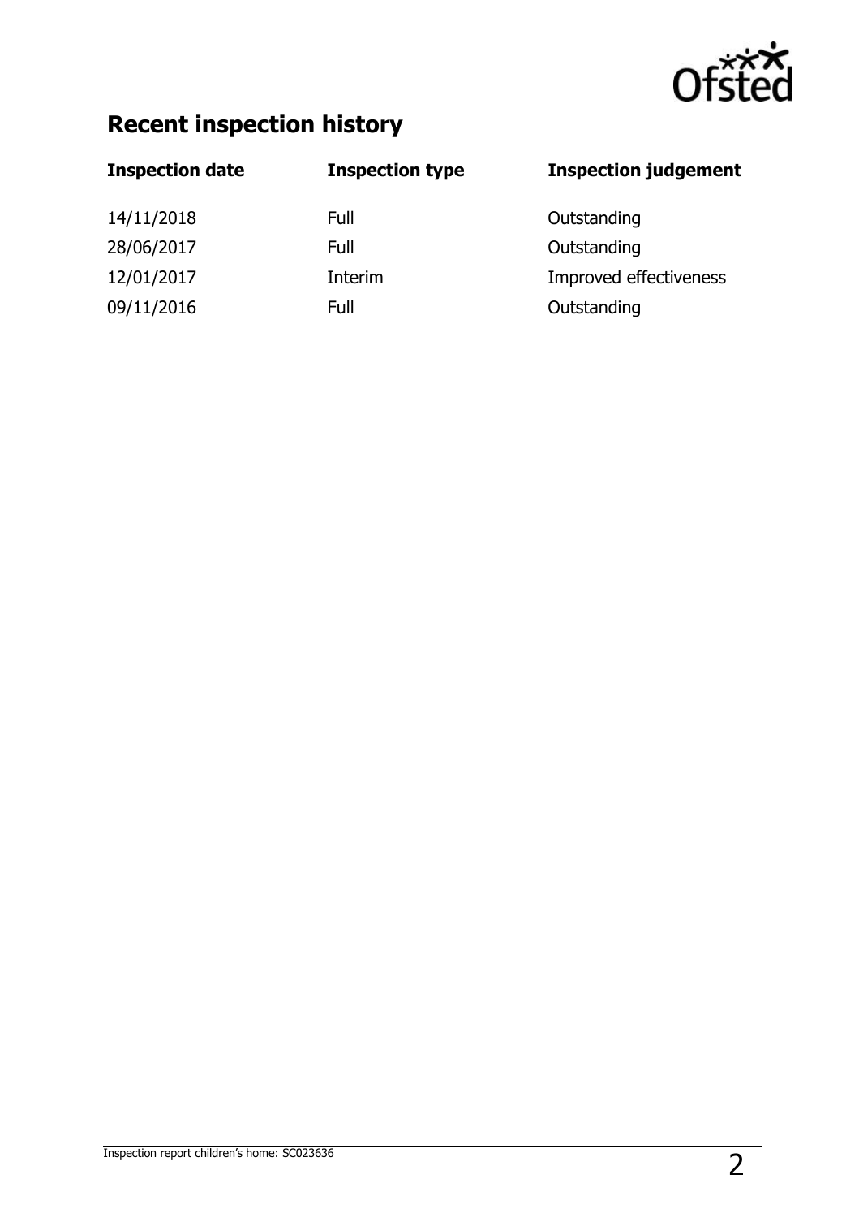## Recent inspection history

| Inspection date | Inspection type | Inspection judgement |
|---|---|---|
| 14/11/2018 | Full | Outstanding |
| 28/06/2017 | Full | Outstanding |
| 12/01/2017 | Interim | Improved effectiveness |
| 09/11/2016 | Full | Outstanding |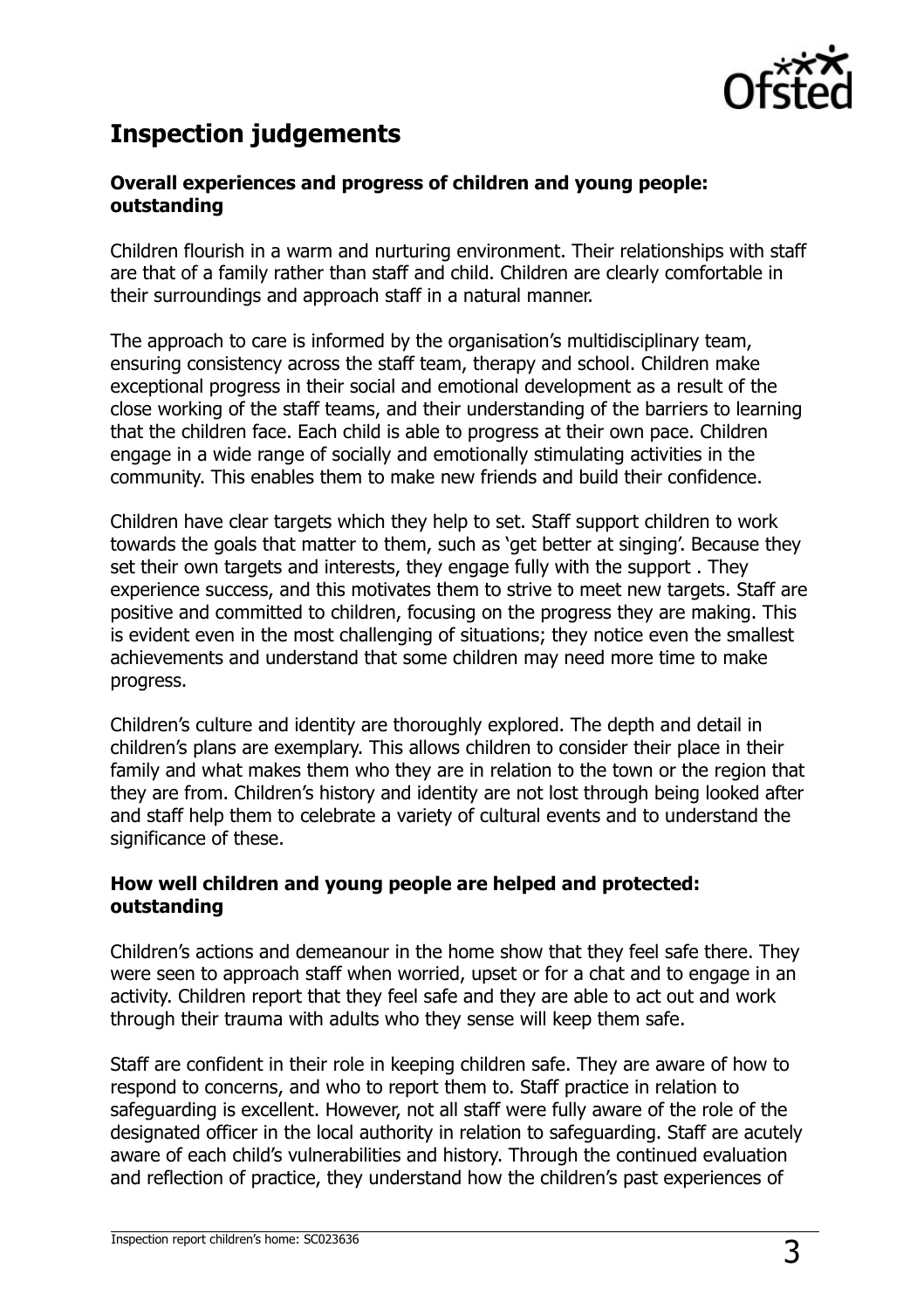## Inspection judgements

### Overall experiences and progress of children and young people: outstanding

Children flourish in a warm and nurturing environment. Their relationships with staff are that of a family rather than staff and child. Children are clearly comfortable in their surroundings and approach staff in a natural manner.

The approach to care is informed by the organisation's multidisciplinary team, ensuring consistency across the staff team, therapy and school. Children make exceptional progress in their social and emotional development as a result of the close working of the staff teams, and their understanding of the barriers to learning that the children face. Each child is able to progress at their own pace. Children engage in a wide range of socially and emotionally stimulating activities in the community. This enables them to make new friends and build their confidence.

Children have clear targets which they help to set. Staff support children to work towards the goals that matter to them, such as 'get better at singing'. Because they set their own targets and interests, they engage fully with the support . They experience success, and this motivates them to strive to meet new targets. Staff are positive and committed to children, focusing on the progress they are making. This is evident even in the most challenging of situations; they notice even the smallest achievements and understand that some children may need more time to make progress.

Children's culture and identity are thoroughly explored. The depth and detail in children's plans are exemplary. This allows children to consider their place in their family and what makes them who they are in relation to the town or the region that they are from. Children's history and identity are not lost through being looked after and staff help them to celebrate a variety of cultural events and to understand the significance of these.

### How well children and young people are helped and protected: outstanding

Children's actions and demeanour in the home show that they feel safe there. They were seen to approach staff when worried, upset or for a chat and to engage in an activity. Children report that they feel safe and they are able to act out and work through their trauma with adults who they sense will keep them safe.

Staff are confident in their role in keeping children safe. They are aware of how to respond to concerns, and who to report them to. Staff practice in relation to safeguarding is excellent. However, not all staff were fully aware of the role of the designated officer in the local authority in relation to safeguarding. Staff are acutely aware of each child's vulnerabilities and history. Through the continued evaluation and reflection of practice, they understand how the children's past experiences of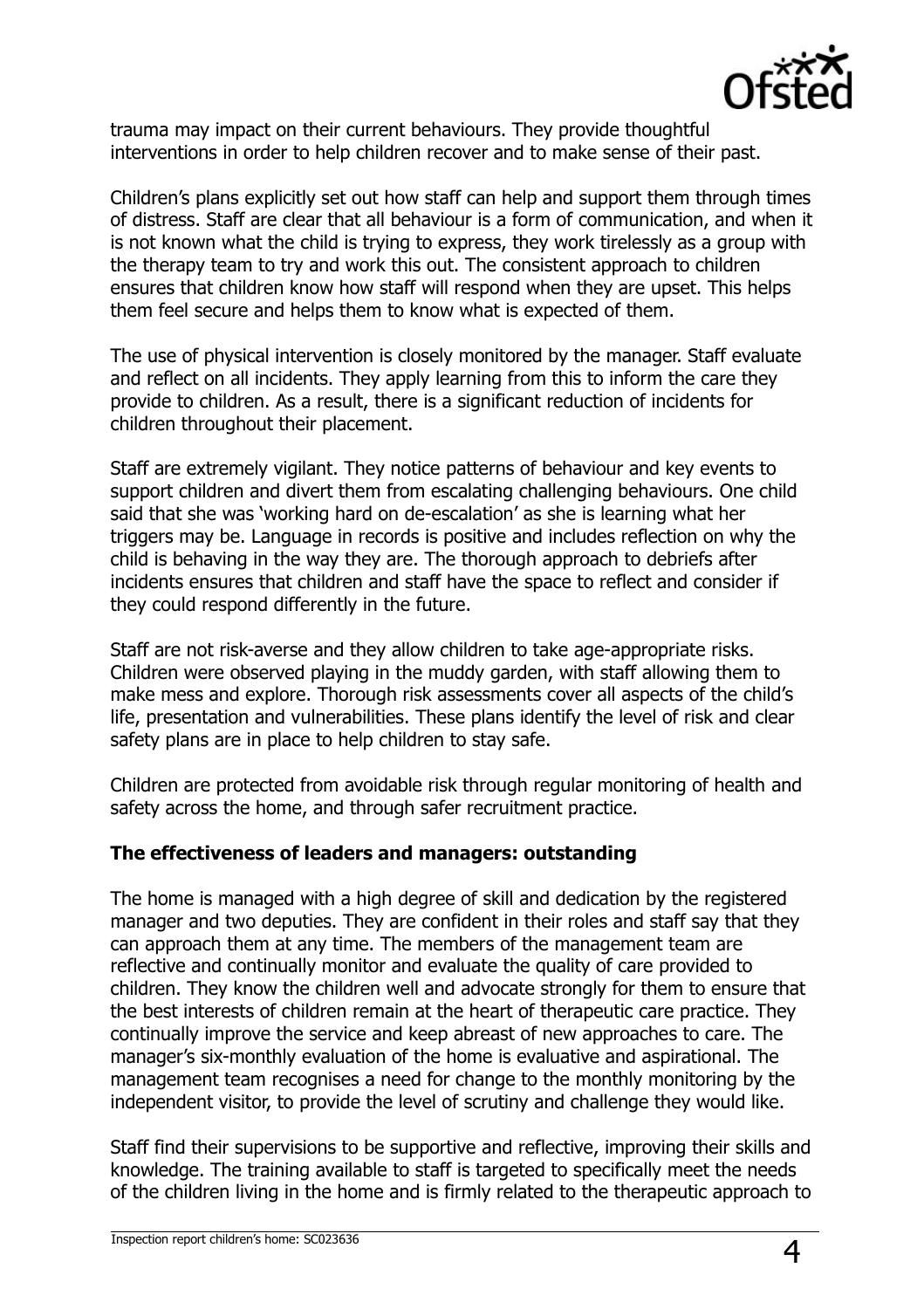trauma may impact on their current behaviours. They provide thoughtful interventions in order to help children recover and to make sense of their past.

Children's plans explicitly set out how staff can help and support them through times of distress. Staff are clear that all behaviour is a form of communication, and when it is not known what the child is trying to express, they work tirelessly as a group with the therapy team to try and work this out. The consistent approach to children ensures that children know how staff will respond when they are upset. This helps them feel secure and helps them to know what is expected of them.

The use of physical intervention is closely monitored by the manager. Staff evaluate and reflect on all incidents. They apply learning from this to inform the care they provide to children. As a result, there is a significant reduction of incidents for children throughout their placement.

Staff are extremely vigilant. They notice patterns of behaviour and key events to support children and divert them from escalating challenging behaviours. One child said that she was 'working hard on de-escalation' as she is learning what her triggers may be. Language in records is positive and includes reflection on why the child is behaving in the way they are. The thorough approach to debriefs after incidents ensures that children and staff have the space to reflect and consider if they could respond differently in the future.

Staff are not risk-averse and they allow children to take age-appropriate risks. Children were observed playing in the muddy garden, with staff allowing them to make mess and explore. Thorough risk assessments cover all aspects of the child's life, presentation and vulnerabilities. These plans identify the level of risk and clear safety plans are in place to help children to stay safe.

Children are protected from avoidable risk through regular monitoring of health and safety across the home, and through safer recruitment practice.

**The effectiveness of leaders and managers: outstanding**

The home is managed with a high degree of skill and dedication by the registered manager and two deputies. They are confident in their roles and staff say that they can approach them at any time. The members of the management team are reflective and continually monitor and evaluate the quality of care provided to children. They know the children well and advocate strongly for them to ensure that the best interests of children remain at the heart of therapeutic care practice. They continually improve the service and keep abreast of new approaches to care. The manager's six-monthly evaluation of the home is evaluative and aspirational. The management team recognises a need for change to the monthly monitoring by the independent visitor, to provide the level of scrutiny and challenge they would like.

Staff find their supervisions to be supportive and reflective, improving their skills and knowledge. The training available to staff is targeted to specifically meet the needs of the children living in the home and is firmly related to the therapeutic approach to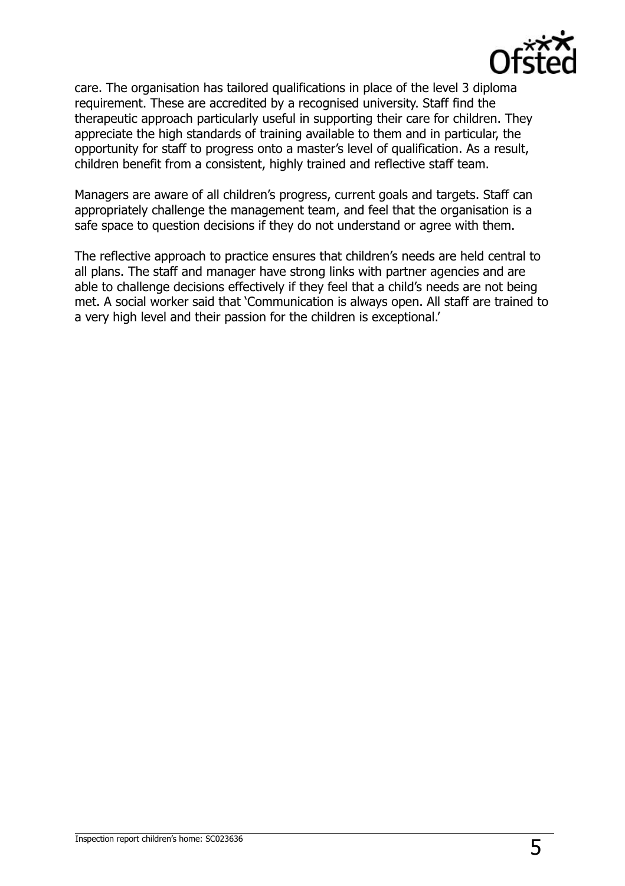care. The organisation has tailored qualifications in place of the level 3 diploma requirement. These are accredited by a recognised university. Staff find the therapeutic approach particularly useful in supporting their care for children. They appreciate the high standards of training available to them and in particular, the opportunity for staff to progress onto a master's level of qualification. As a result, children benefit from a consistent, highly trained and reflective staff team.

Managers are aware of all children's progress, current goals and targets. Staff can appropriately challenge the management team, and feel that the organisation is a safe space to question decisions if they do not understand or agree with them.

The reflective approach to practice ensures that children's needs are held central to all plans. The staff and manager have strong links with partner agencies and are able to challenge decisions effectively if they feel that a child's needs are not being met. A social worker said that 'Communication is always open. All staff are trained to a very high level and their passion for the children is exceptional.'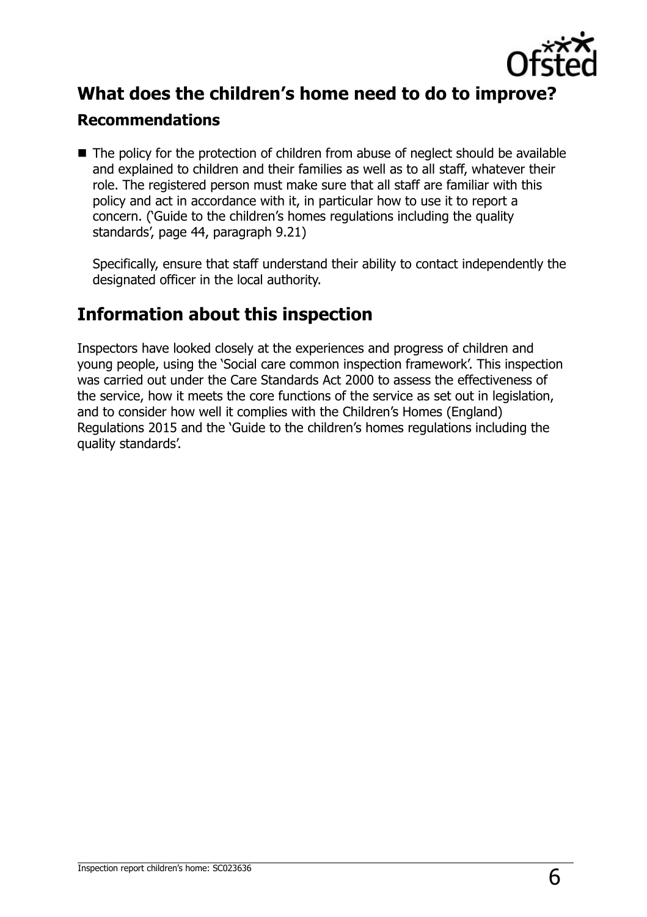## What does the children's home need to do to improve?

### Recommendations

- The policy for the protection of children from abuse of neglect should be available and explained to children and their families as well as to all staff, whatever their role. The registered person must make sure that all staff are familiar with this policy and act in accordance with it, in particular how to use it to report a concern. ('Guide to the children's homes regulations including the quality standards', page 44, paragraph 9.21)

  Specifically, ensure that staff understand their ability to contact independently the designated officer in the local authority.

## Information about this inspection

Inspectors have looked closely at the experiences and progress of children and young people, using the 'Social care common inspection framework'. This inspection was carried out under the Care Standards Act 2000 to assess the effectiveness of the service, how it meets the core functions of the service as set out in legislation, and to consider how well it complies with the Children's Homes (England) Regulations 2015 and the 'Guide to the children's homes regulations including the quality standards'.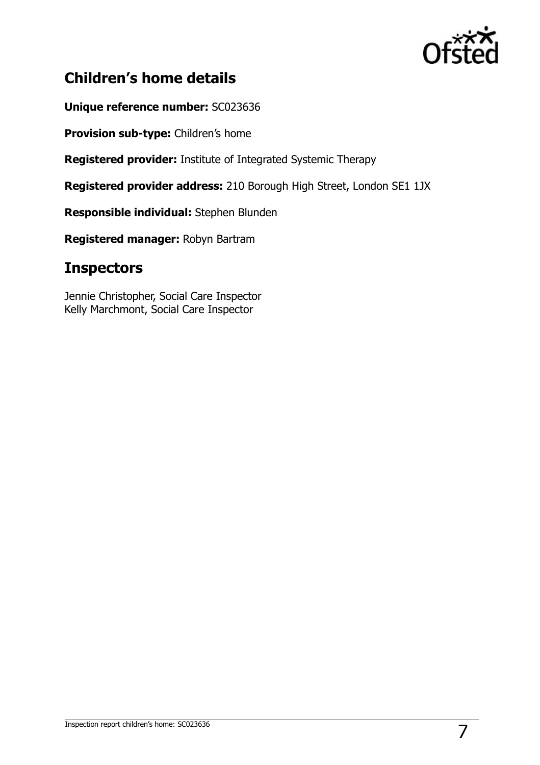## Children's home details

**Unique reference number:** SC023636

**Provision sub-type:** Children's home

**Registered provider:** Institute of Integrated Systemic Therapy

**Registered provider address:** 210 Borough High Street, London SE1 1JX

**Responsible individual:** Stephen Blunden

**Registered manager:** Robyn Bartram

## Inspectors

Jennie Christopher, Social Care Inspector
Kelly Marchmont, Social Care Inspector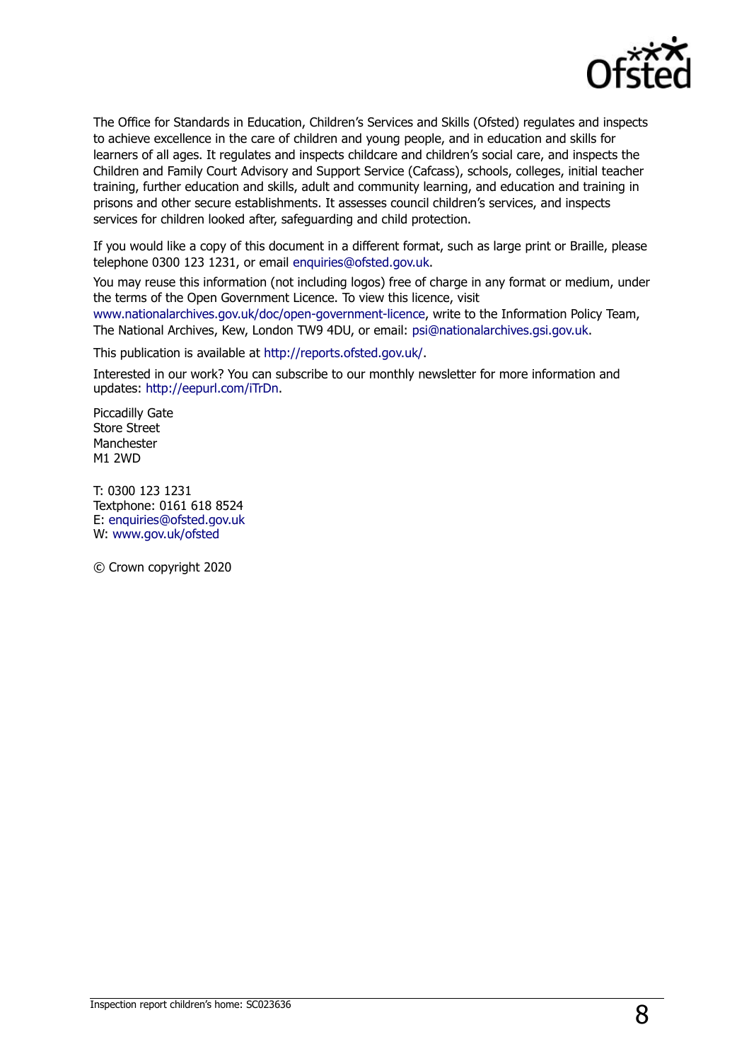The Office for Standards in Education, Children's Services and Skills (Ofsted) regulates and inspects to achieve excellence in the care of children and young people, and in education and skills for learners of all ages. It regulates and inspects childcare and children's social care, and inspects the Children and Family Court Advisory and Support Service (Cafcass), schools, colleges, initial teacher training, further education and skills, adult and community learning, and education and training in prisons and other secure establishments. It assesses council children's services, and inspects services for children looked after, safeguarding and child protection.

If you would like a copy of this document in a different format, such as large print or Braille, please telephone 0300 123 1231, or email enquiries@ofsted.gov.uk.

You may reuse this information (not including logos) free of charge in any format or medium, under the terms of the Open Government Licence. To view this licence, visit www.nationalarchives.gov.uk/doc/open-government-licence, write to the Information Policy Team, The National Archives, Kew, London TW9 4DU, or email: psi@nationalarchives.gsi.gov.uk.

This publication is available at http://reports.ofsted.gov.uk/.

Interested in our work? You can subscribe to our monthly newsletter for more information and updates: http://eepurl.com/iTrDn.

Piccadilly Gate
Store Street
Manchester
M1 2WD

T: 0300 123 1231
Textphone: 0161 618 8524
E: enquiries@ofsted.gov.uk
W: www.gov.uk/ofsted

© Crown copyright 2020